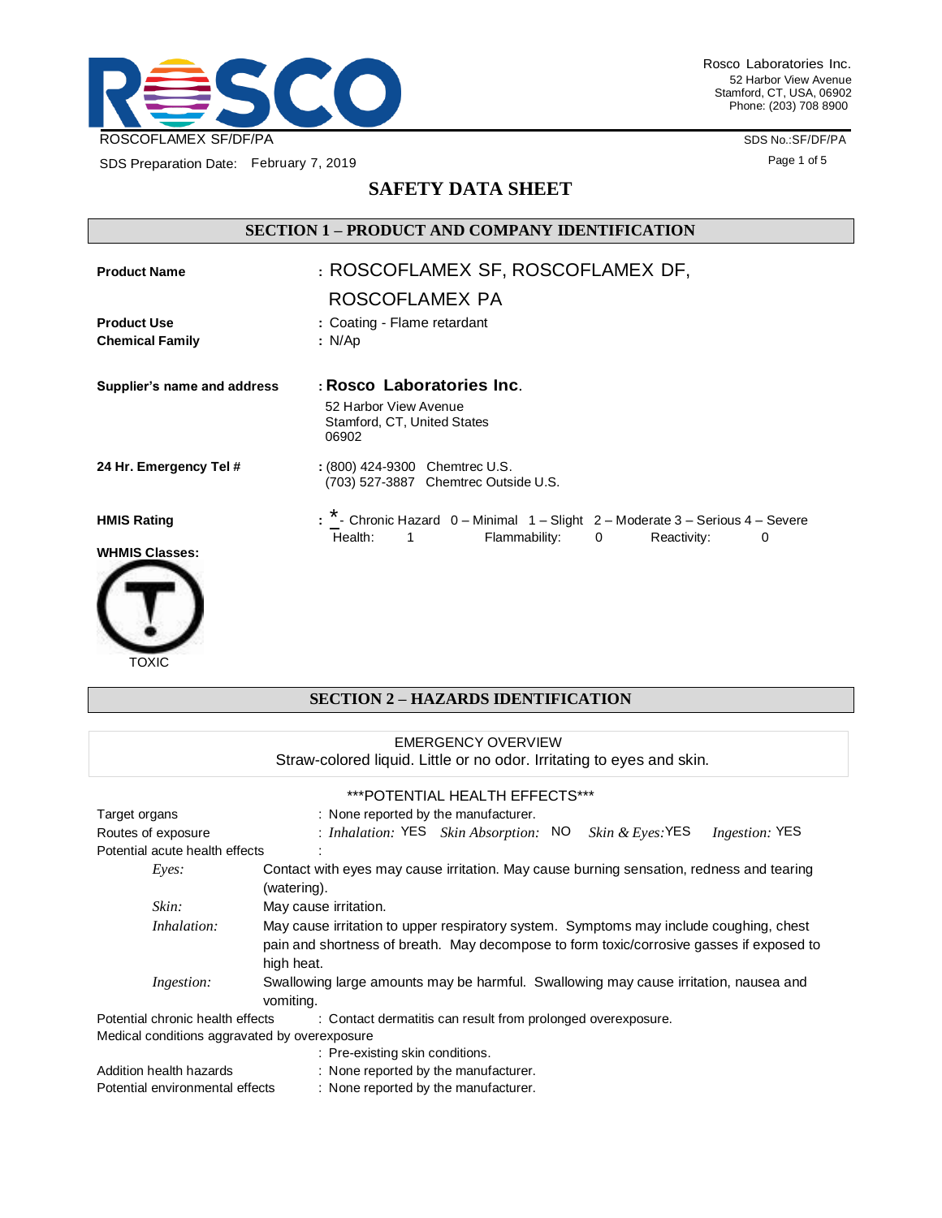Rosco Laboratories Inc.
52 Harbor View Avenue
Stamford, CT, USA, 06902
Phone: (203) 708 8900

ROSCOFLAMEX SF/DF/PA

SDS No.:SF/DF/PA

SDS Preparation Date: February 7, 2019

# SAFETY DATA SHEET

## SECTION 1 – PRODUCT AND COMPANY IDENTIFICATION

**Product Name** : ROSCOFLAMEX SF, ROSCOFLAMEX DF, ROSCOFLAMEX PA

**Product Use** : Coating - Flame retardant

**Chemical Family** : N/Ap

**Supplier's name and address** : **Rosco Laboratories Inc.**
52 Harbor View Avenue
Stamford, CT, United States
06902

**24 Hr. Emergency Tel #** : (800) 424-9300 Chemtrec U.S.
(703) 527-3887 Chemtrec Outside U.S.

**HMIS Rating** : * - Chronic Hazard 0 – Minimal 1 – Slight 2 – Moderate 3 – Serious 4 – Severe

Health: 1 Flammability: 0 Reactivity: 0

**WHMIS Classes:**

TOXIC

## SECTION 2 – HAZARDS IDENTIFICATION

EMERGENCY OVERVIEW
Straw-colored liquid. Little or no odor. Irritating to eyes and skin.

***POTENTIAL HEALTH EFFECTS***

Target organs : None reported by the manufacturer.

Routes of exposure : *Inhalation:* YES *Skin Absorption:* NO *Skin & Eyes:* YES *Ingestion:* YES

Potential acute health effects :

*Eyes:* Contact with eyes may cause irritation. May cause burning sensation, redness and tearing (watering).

*Skin:* May cause irritation.

*Inhalation:* May cause irritation to upper respiratory system. Symptoms may include coughing, chest pain and shortness of breath. May decompose to form toxic/corrosive gasses if exposed to high heat.

*Ingestion:* Swallowing large amounts may be harmful. Swallowing may cause irritation, nausea and vomiting.

Potential chronic health effects : Contact dermatitis can result from prolonged overexposure.

Medical conditions aggravated by overexposure : Pre-existing skin conditions.

Addition health hazards : None reported by the manufacturer.

Potential environmental effects : None reported by the manufacturer.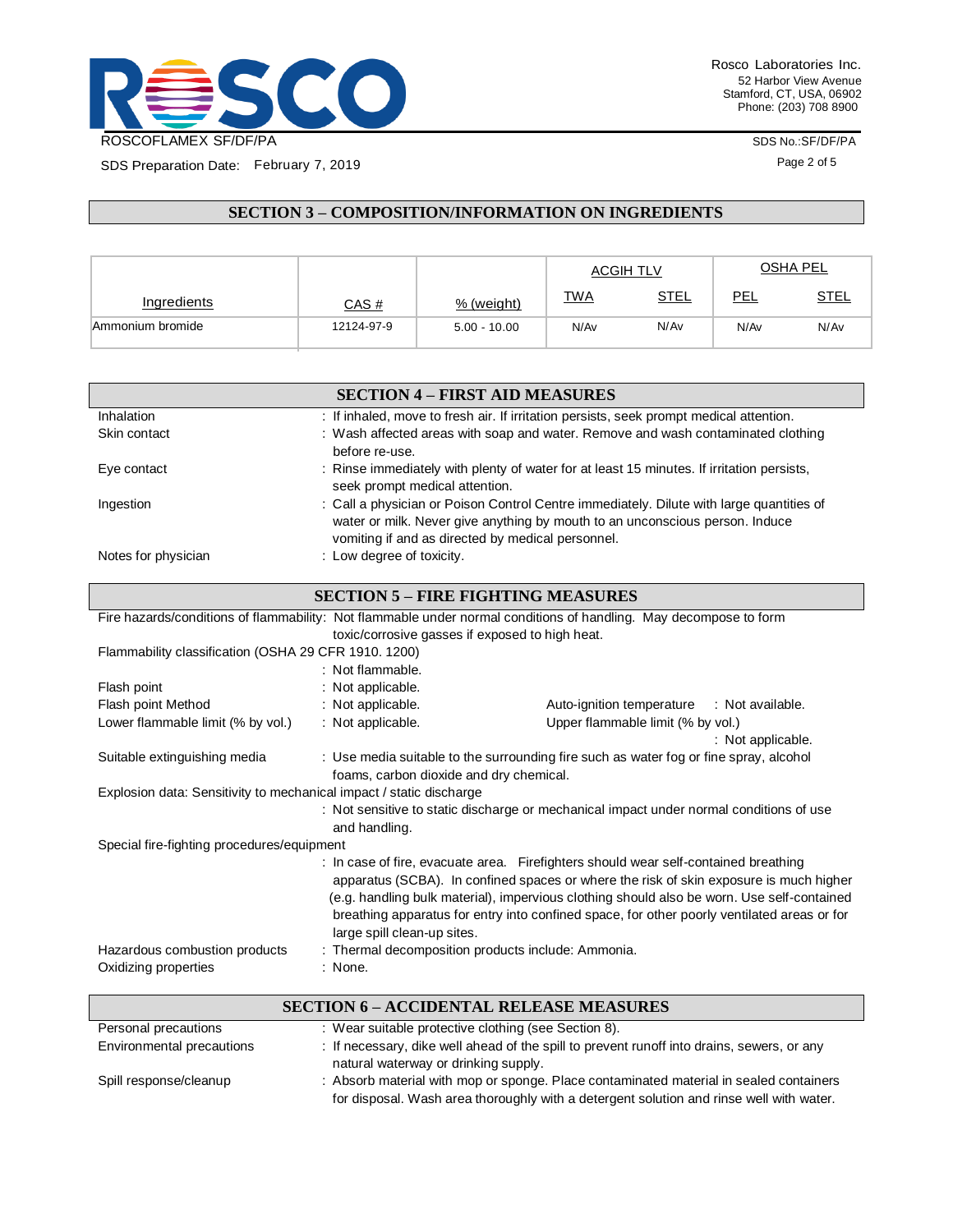## SECTION 3 – COMPOSITION/INFORMATION ON INGREDIENTS

| Ingredients | CAS # | % (weight) | ACGIH TLV | | OSHA PEL | |
|---|---|---|---|---|---|---|
| | | | TWA | STEL | PEL | STEL |
| Ammonium bromide | 12124-97-9 | 5.00 - 10.00 | N/Av | N/Av | N/Av | N/Av |

## SECTION 4 – FIRST AID MEASURES

Inhalation : If inhaled, move to fresh air. If irritation persists, seek prompt medical attention.

Skin contact : Wash affected areas with soap and water. Remove and wash contaminated clothing before re-use.

Eye contact : Rinse immediately with plenty of water for at least 15 minutes. If irritation persists, seek prompt medical attention.

Ingestion : Call a physician or Poison Control Centre immediately. Dilute with large quantities of water or milk. Never give anything by mouth to an unconscious person. Induce vomiting if and as directed by medical personnel.

Notes for physician : Low degree of toxicity.

## SECTION 5 – FIRE FIGHTING MEASURES

Fire hazards/conditions of flammability: Not flammable under normal conditions of handling. May decompose to form toxic/corrosive gasses if exposed to high heat.

Flammability classification (OSHA 29 CFR 1910. 1200)
: Not flammable.

Flash point : Not applicable.

Flash point Method : Not applicable.

Auto-ignition temperature : Not available.

Lower flammable limit (% by vol.) : Not applicable.

Upper flammable limit (% by vol.) : Not applicable.

Suitable extinguishing media : Use media suitable to the surrounding fire such as water fog or fine spray, alcohol foams, carbon dioxide and dry chemical.

Explosion data: Sensitivity to mechanical impact / static discharge
: Not sensitive to static discharge or mechanical impact under normal conditions of use and handling.

Special fire-fighting procedures/equipment
: In case of fire, evacuate area. Firefighters should wear self-contained breathing apparatus (SCBA). In confined spaces or where the risk of skin exposure is much higher (e.g. handling bulk material), impervious clothing should also be worn. Use self-contained breathing apparatus for entry into confined space, for other poorly ventilated areas or for large spill clean-up sites.

Hazardous combustion products : Thermal decomposition products include: Ammonia.

Oxidizing properties : None.

## SECTION 6 – ACCIDENTAL RELEASE MEASURES

Personal precautions : Wear suitable protective clothing (see Section 8).

Environmental precautions : If necessary, dike well ahead of the spill to prevent runoff into drains, sewers, or any natural waterway or drinking supply.

Spill response/cleanup : Absorb material with mop or sponge. Place contaminated material in sealed containers for disposal. Wash area thoroughly with a detergent solution and rinse well with water.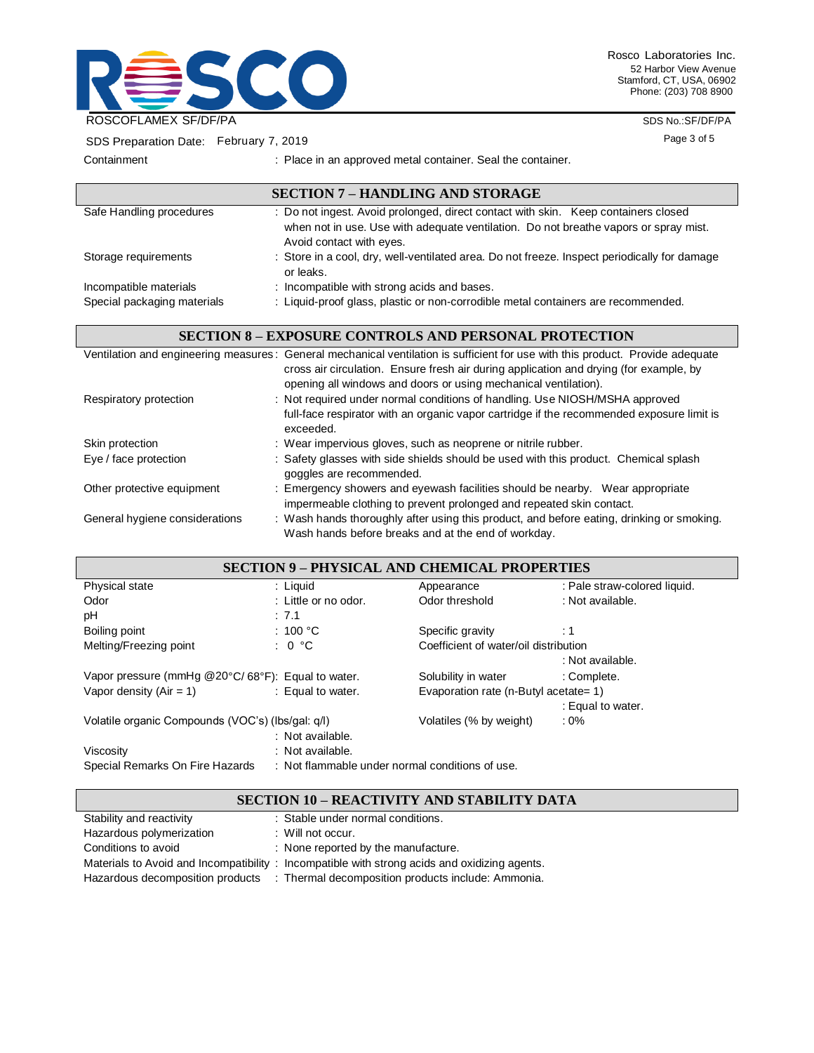| | |
|---|---|
| Containment | : Place in an approved metal container. Seal the container. |

## SECTION 7 – HANDLING AND STORAGE

| | |
|---|---|
| Safe Handling procedures | : Do not ingest. Avoid prolonged, direct contact with skin. Keep containers closed when not in use. Use with adequate ventilation. Do not breathe vapors or spray mist. Avoid contact with eyes. |
| Storage requirements | : Store in a cool, dry, well-ventilated area. Do not freeze. Inspect periodically for damage or leaks. |
| Incompatible materials | : Incompatible with strong acids and bases. |
| Special packaging materials | : Liquid-proof glass, plastic or non-corrodible metal containers are recommended. |

## SECTION 8 – EXPOSURE CONTROLS AND PERSONAL PROTECTION

| | |
|---|---|
| Ventilation and engineering measures | : General mechanical ventilation is sufficient for use with this product. Provide adequate cross air circulation. Ensure fresh air during application and drying (for example, by opening all windows and doors or using mechanical ventilation). |
| Respiratory protection | : Not required under normal conditions of handling. Use NIOSH/MSHA approved full-face respirator with an organic vapor cartridge if the recommended exposure limit is exceeded. |
| Skin protection | : Wear impervious gloves, such as neoprene or nitrile rubber. |
| Eye / face protection | : Safety glasses with side shields should be used with this product. Chemical splash goggles are recommended. |
| Other protective equipment | : Emergency showers and eyewash facilities should be nearby. Wear appropriate impermeable clothing to prevent prolonged and repeated skin contact. |
| General hygiene considerations | : Wash hands thoroughly after using this product, and before eating, drinking or smoking. Wash hands before breaks and at the end of workday. |

## SECTION 9 – PHYSICAL AND CHEMICAL PROPERTIES

| | | | |
|---|---|---|---|
| Physical state | : Liquid | Appearance | : Pale straw-colored liquid. |
| Odor | : Little or no odor. | Odor threshold | : Not available. |
| pH | : 7.1 | | |
| Boiling point | : 100 °C | Specific gravity | : 1 |
| Melting/Freezing point | : 0 °C | Coefficient of water/oil distribution | : Not available. |
| Vapor pressure (mmHg @20°C/ 68°F) | : Equal to water. | Solubility in water | : Complete. |
| Vapor density (Air = 1) | : Equal to water. | Evaporation rate (n-Butyl acetate= 1) | : Equal to water. |
| Volatile organic Compounds (VOC's) (lbs/gal: g/l) | : Not available. | Volatiles (% by weight) | : 0% |
| Viscosity | : Not available. | | |
| Special Remarks On Fire Hazards | : Not flammable under normal conditions of use. | | |

## SECTION 10 – REACTIVITY AND STABILITY DATA

| | |
|---|---|
| Stability and reactivity | : Stable under normal conditions. |
| Hazardous polymerization | : Will not occur. |
| Conditions to avoid | : None reported by the manufacture. |
| Materials to Avoid and Incompatibility | : Incompatible with strong acids and oxidizing agents. |
| Hazardous decomposition products | : Thermal decomposition products include: Ammonia. |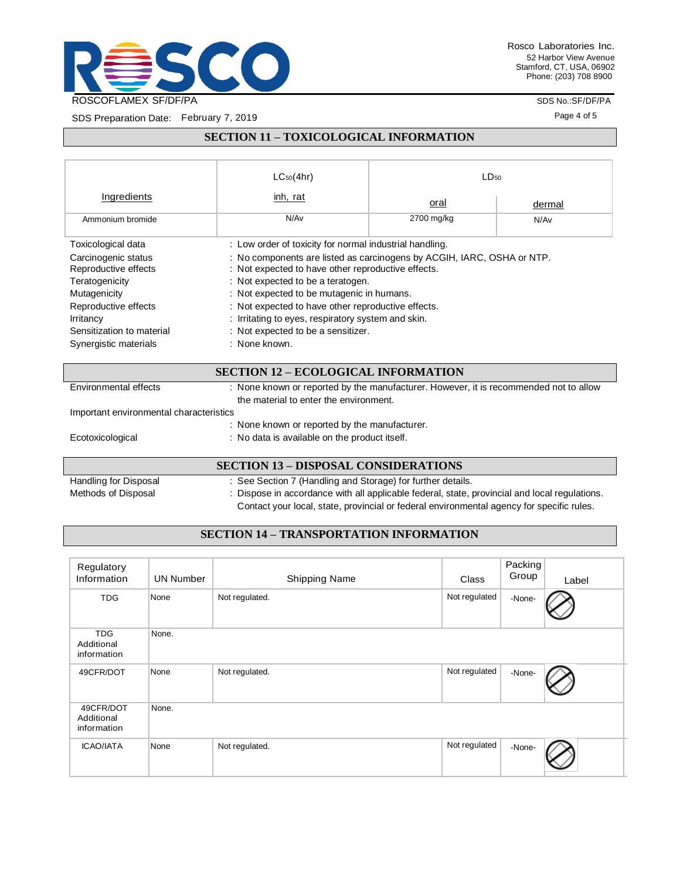## SECTION 11 – TOXICOLOGICAL INFORMATION

| Ingredients | $LC_{50}$(4hr) inh, rat | $LD_{50}$ oral | $LD_{50}$ dermal |
|---|---|---|---|
| Ammonium bromide | N/Av | 2700 mg/kg | N/Av |

Toxicological data : Low order of toxicity for normal industrial handling.
Carcinogenic status : No components are listed as carcinogens by ACGIH, IARC, OSHA or NTP.
Reproductive effects : Not expected to have other reproductive effects.
Teratogenicity : Not expected to be a teratogen.
Mutagenicity : Not expected to be mutagenic in humans.
Reproductive effects : Not expected to have other reproductive effects.
Irritancy : Irritating to eyes, respiratory system and skin.
Sensitization to material : Not expected to be a sensitizer.
Synergistic materials : None known.

## SECTION 12 – ECOLOGICAL INFORMATION

Environmental effects : None known or reported by the manufacturer. However, it is recommended not to allow the material to enter the environment.
Important environmental characteristics : None known or reported by the manufacturer.
Ecotoxicological : No data is available on the product itself.

## SECTION 13 – DISPOSAL CONSIDERATIONS

Handling for Disposal : See Section 7 (Handling and Storage) for further details.
Methods of Disposal : Dispose in accordance with all applicable federal, state, provincial and local regulations. Contact your local, state, provincial or federal environmental agency for specific rules.

## SECTION 14 – TRANSPORTATION INFORMATION

| Regulatory Information | UN Number | Shipping Name | Class | Packing Group | Label |
|---|---|---|---|---|---|
| TDG | None | Not regulated. | Not regulated | -None- | ⊘ |
| TDG Additional information | None. | | | | |
| 49CFR/DOT | None | Not regulated. | Not regulated | -None- | ⊘ |
| 49CFR/DOT Additional information | None. | | | | |
| ICAO/IATA | None | Not regulated. | Not regulated | -None- | ⊘ |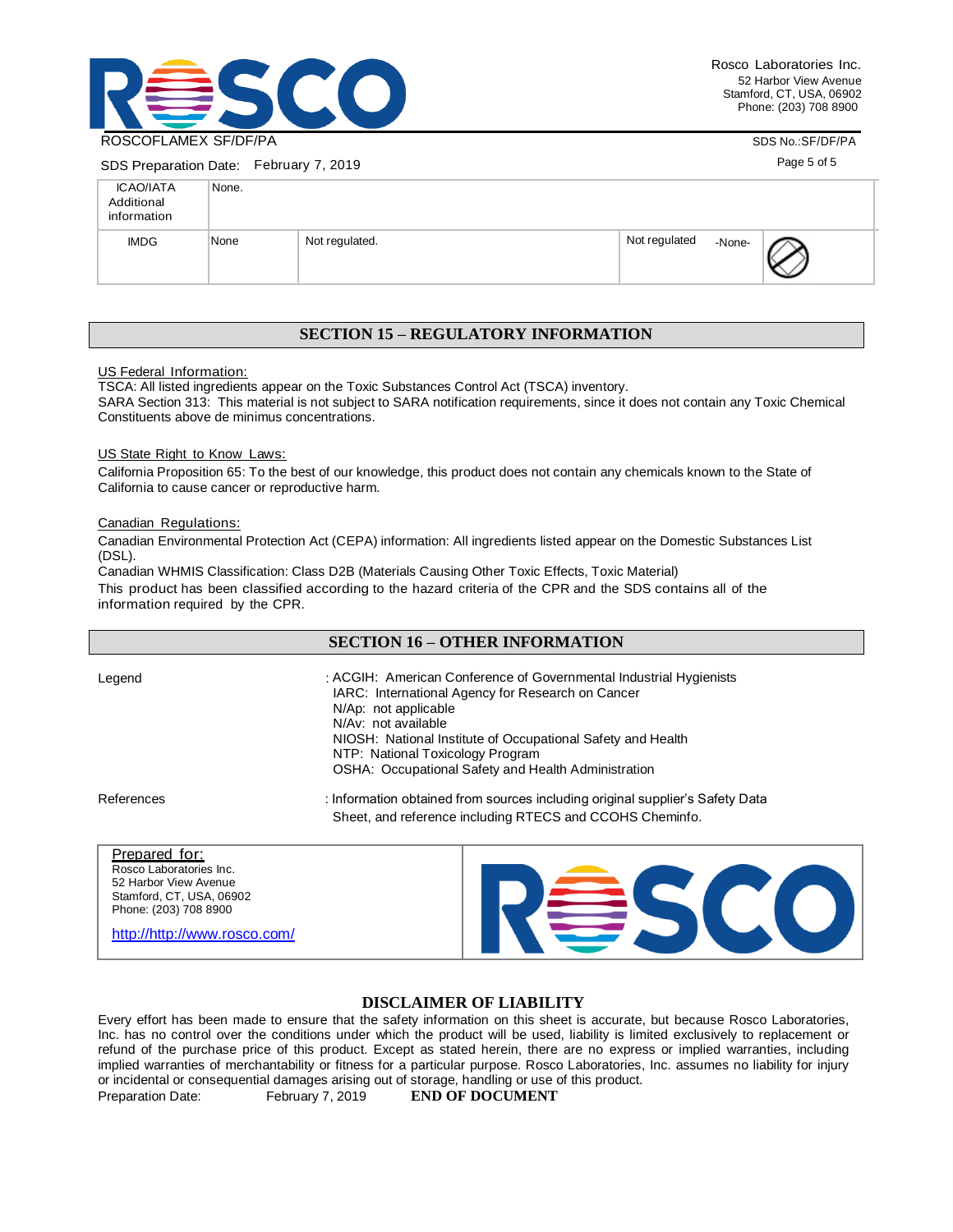| | | | | | |
|---|---|---|---|---|---|
| ICAO/IATA Additional information | None. | | | | |
| IMDG | None | Not regulated. | Not regulated | -None- | |

## SECTION 15 – REGULATORY INFORMATION

US Federal Information:

TSCA: All listed ingredients appear on the Toxic Substances Control Act (TSCA) inventory.
SARA Section 313: This material is not subject to SARA notification requirements, since it does not contain any Toxic Chemical Constituents above de minimus concentrations.

US State Right to Know Laws:

California Proposition 65: To the best of our knowledge, this product does not contain any chemicals known to the State of California to cause cancer or reproductive harm.

Canadian Regulations:

Canadian Environmental Protection Act (CEPA) information: All ingredients listed appear on the Domestic Substances List (DSL).
Canadian WHMIS Classification: Class D2B (Materials Causing Other Toxic Effects, Toxic Material)
This product has been classified according to the hazard criteria of the CPR and the SDS contains all of the information required by the CPR.

## SECTION 16 – OTHER INFORMATION

| | |
|---|---|
| Legend | : ACGIH: American Conference of Governmental Industrial Hygienists<br>IARC: International Agency for Research on Cancer<br>N/Ap: not applicable<br>N/Av: not available<br>NIOSH: National Institute of Occupational Safety and Health<br>NTP: National Toxicology Program<br>OSHA: Occupational Safety and Health Administration |
| References | : Information obtained from sources including original supplier's Safety Data Sheet, and reference including RTECS and CCOHS Cheminfo. |

Prepared for:
Rosco Laboratories Inc.
52 Harbor View Avenue
Stamford, CT, USA, 06902
Phone: (203) 708 8900

http://http://www.rosco.com/

### DISCLAIMER OF LIABILITY

Every effort has been made to ensure that the safety information on this sheet is accurate, but because Rosco Laboratories, Inc. has no control over the conditions under which the product will be used, liability is limited exclusively to replacement or refund of the purchase price of this product. Except as stated herein, there are no express or implied warranties, including implied warranties of merchantability or fitness for a particular purpose. Rosco Laboratories, Inc. assumes no liability for injury or incidental or consequential damages arising out of storage, handling or use of this product.

Preparation Date: February 7, 2019 **END OF DOCUMENT**